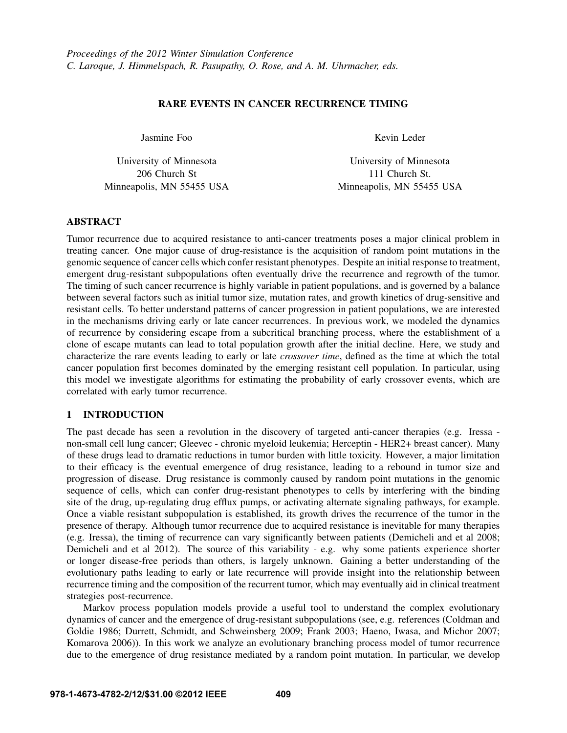*Proceedings of the 2012 Winter Simulation Conference*
*C. Laroque, J. Himmelspach, R. Pasupathy, O. Rose, and A. M. Uhrmacher, eds.*

# RARE EVENTS IN CANCER RECURRENCE TIMING

Jasmine Foo

University of Minnesota
206 Church St
Minneapolis, MN 55455 USA

Kevin Leder

University of Minnesota
111 Church St.
Minneapolis, MN 55455 USA

## ABSTRACT

Tumor recurrence due to acquired resistance to anti-cancer treatments poses a major clinical problem in treating cancer. One major cause of drug-resistance is the acquisition of random point mutations in the genomic sequence of cancer cells which confer resistant phenotypes. Despite an initial response to treatment, emergent drug-resistant subpopulations often eventually drive the recurrence and regrowth of the tumor. The timing of such cancer recurrence is highly variable in patient populations, and is governed by a balance between several factors such as initial tumor size, mutation rates, and growth kinetics of drug-sensitive and resistant cells. To better understand patterns of cancer progression in patient populations, we are interested in the mechanisms driving early or late cancer recurrences. In previous work, we modeled the dynamics of recurrence by considering escape from a subcritical branching process, where the establishment of a clone of escape mutants can lead to total population growth after the initial decline. Here, we study and characterize the rare events leading to early or late *crossover time*, defined as the time at which the total cancer population first becomes dominated by the emerging resistant cell population. In particular, using this model we investigate algorithms for estimating the probability of early crossover events, which are correlated with early tumor recurrence.

## 1 INTRODUCTION

The past decade has seen a revolution in the discovery of targeted anti-cancer therapies (e.g. Iressa - non-small cell lung cancer; Gleevec - chronic myeloid leukemia; Herceptin - HER2+ breast cancer). Many of these drugs lead to dramatic reductions in tumor burden with little toxicity. However, a major limitation to their efficacy is the eventual emergence of drug resistance, leading to a rebound in tumor size and progression of disease. Drug resistance is commonly caused by random point mutations in the genomic sequence of cells, which can confer drug-resistant phenotypes to cells by interfering with the binding site of the drug, up-regulating drug efflux pumps, or activating alternate signaling pathways, for example. Once a viable resistant subpopulation is established, its growth drives the recurrence of the tumor in the presence of therapy. Although tumor recurrence due to acquired resistance is inevitable for many therapies (e.g. Iressa), the timing of recurrence can vary significantly between patients (Demicheli and et al 2008; Demicheli and et al 2012). The source of this variability - e.g. why some patients experience shorter or longer disease-free periods than others, is largely unknown. Gaining a better understanding of the evolutionary paths leading to early or late recurrence will provide insight into the relationship between recurrence timing and the composition of the recurrent tumor, which may eventually aid in clinical treatment strategies post-recurrence.

Markov process population models provide a useful tool to understand the complex evolutionary dynamics of cancer and the emergence of drug-resistant subpopulations (see, e.g. references (Coldman and Goldie 1986; Durrett, Schmidt, and Schweinsberg 2009; Frank 2003; Haeno, Iwasa, and Michor 2007; Komarova 2006)). In this work we analyze an evolutionary branching process model of tumor recurrence due to the emergence of drug resistance mediated by a random point mutation. In particular, we develop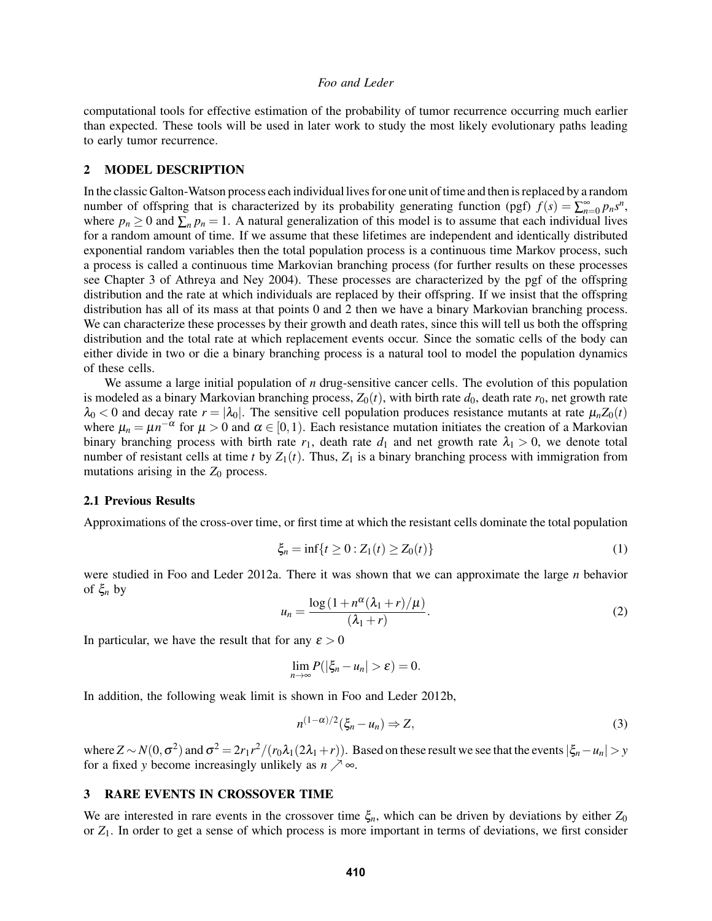computational tools for effective estimation of the probability of tumor recurrence occurring much earlier than expected. These tools will be used in later work to study the most likely evolutionary paths leading to early tumor recurrence.

## 2 MODEL DESCRIPTION

In the classic Galton-Watson process each individual lives for one unit of time and then is replaced by a random number of offspring that is characterized by its probability generating function (pgf) $f(s) = \sum_{n=0}^{\infty} p_n s^n$, where $p_n \geq 0$ and $\sum_n p_n = 1$. A natural generalization of this model is to assume that each individual lives for a random amount of time. If we assume that these lifetimes are independent and identically distributed exponential random variables then the total population process is a continuous time Markov process, such a process is called a continuous time Markovian branching process (for further results on these processes see Chapter 3 of Athreya and Ney 2004). These processes are characterized by the pgf of the offspring distribution and the rate at which individuals are replaced by their offspring. If we insist that the offspring distribution has all of its mass at that points 0 and 2 then we have a binary Markovian branching process. We can characterize these processes by their growth and death rates, since this will tell us both the offspring distribution and the total rate at which replacement events occur. Since the somatic cells of the body can either divide in two or die a binary branching process is a natural tool to model the population dynamics of these cells.

We assume a large initial population of $n$ drug-sensitive cancer cells. The evolution of this population is modeled as a binary Markovian branching process, $Z_0(t)$, with birth rate $d_0$, death rate $r_0$, net growth rate $\lambda_0 < 0$ and decay rate $r = |\lambda_0|$. The sensitive cell population produces resistance mutants at rate $\mu_n Z_0(t)$ where $\mu_n = \mu n^{-\alpha}$ for $\mu > 0$ and $\alpha \in [0,1)$. Each resistance mutation initiates the creation of a Markovian binary branching process with birth rate $r_1$, death rate $d_1$ and net growth rate $\lambda_1 > 0$, we denote total number of resistant cells at time $t$ by $Z_1(t)$. Thus, $Z_1$ is a binary branching process with immigration from mutations arising in the $Z_0$ process.

### 2.1 Previous Results

Approximations of the cross-over time, or first time at which the resistant cells dominate the total population

$$\xi_n = \inf\{t \geq 0 : Z_1(t) \geq Z_0(t)\} \tag{1}$$

were studied in Foo and Leder 2012a. There it was shown that we can approximate the large $n$ behavior of $\xi_n$ by

$$u_n = \frac{\log\left(1 + n^{\alpha}(\lambda_1 + r)/\mu\right)}{(\lambda_1 + r)}. \tag{2}$$

In particular, we have the result that for any $\varepsilon > 0$

$$\lim_{n\to\infty} P(|\xi_n - u_n| > \varepsilon) = 0.$$

In addition, the following weak limit is shown in Foo and Leder 2012b,

$$n^{(1-\alpha)/2}(\xi_n - u_n) \Rightarrow Z, \tag{3}$$

where $Z \sim N(0, \sigma^2)$ and $\sigma^2 = 2r_1 r^2/(r_0 \lambda_1 (2\lambda_1 + r))$. Based on these result we see that the events $|\xi_n - u_n| > y$ for a fixed $y$ become increasingly unlikely as $n \nearrow \infty$.

## 3 RARE EVENTS IN CROSSOVER TIME

We are interested in rare events in the crossover time $\xi_n$, which can be driven by deviations by either $Z_0$ or $Z_1$. In order to get a sense of which process is more important in terms of deviations, we first consider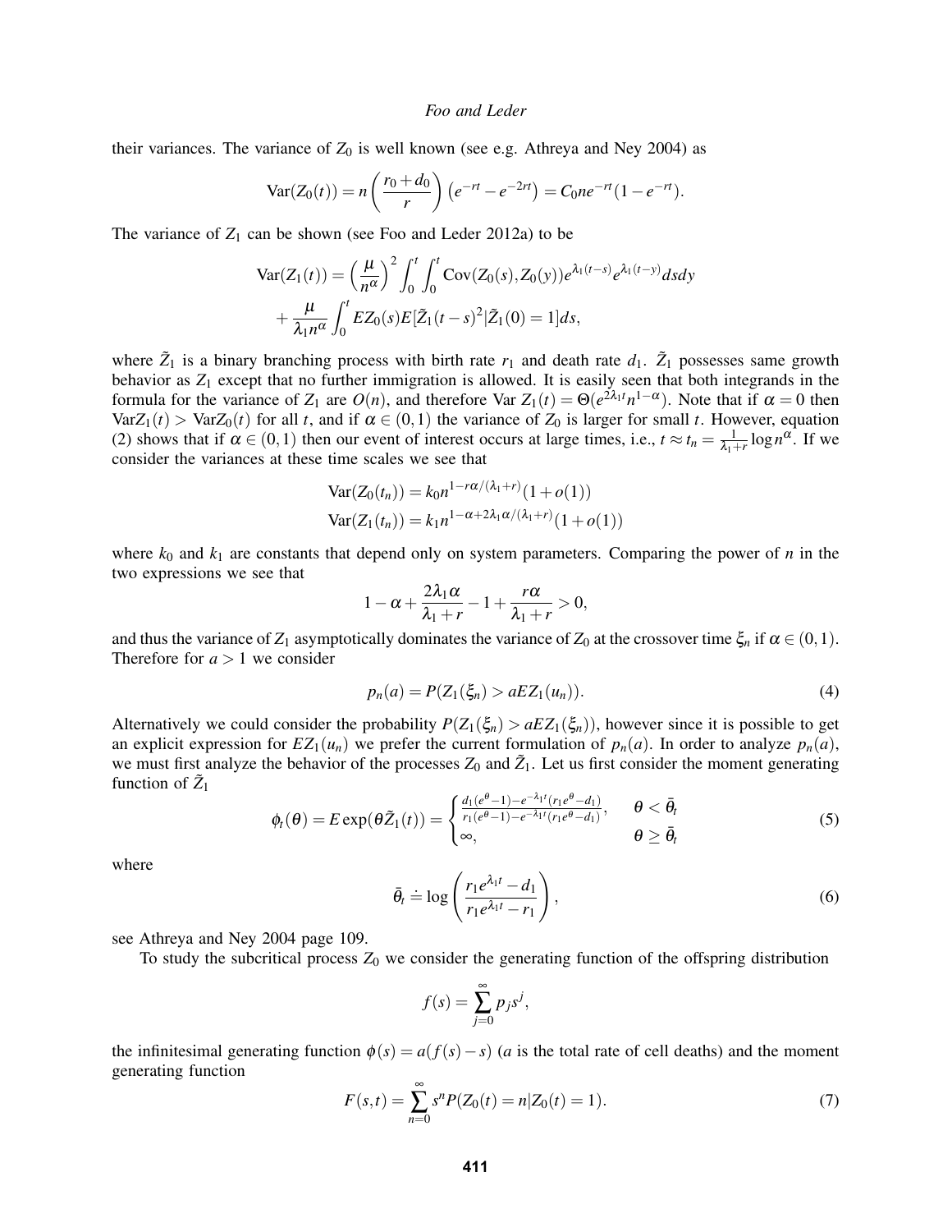their variances. The variance of $Z_0$ is well known (see e.g. Athreya and Ney 2004) as

$$\text{Var}(Z_0(t)) = n\left(\frac{r_0+d_0}{r}\right)\left(e^{-rt}-e^{-2rt}\right) = C_0 n e^{-rt}(1-e^{-rt}).$$

The variance of $Z_1$ can be shown (see Foo and Leder 2012a) to be

$$\begin{aligned}\text{Var}(Z_1(t)) &= \left(\frac{\mu}{n^{\alpha}}\right)^2 \int_0^t \int_0^t \text{Cov}(Z_0(s),Z_0(y)) e^{\lambda_1(t-s)} e^{\lambda_1(t-y)} ds dy \\ &+ \frac{\mu}{\lambda_1 n^{\alpha}} \int_0^t EZ_0(s) E[\tilde{Z}_1(t-s)^2 | \tilde{Z}_1(0)=1] ds,\end{aligned}$$

where $\tilde{Z}_1$ is a binary branching process with birth rate $r_1$ and death rate $d_1$. $\tilde{Z}_1$ possesses same growth behavior as $Z_1$ except that no further immigration is allowed. It is easily seen that both integrands in the formula for the variance of $Z_1$ are $O(n)$, and therefore Var $Z_1(t) = \Theta(e^{2\lambda_1 t} n^{1-\alpha})$. Note that if $\alpha = 0$ then $\text{Var}Z_1(t) > \text{Var}Z_0(t)$ for all $t$, and if $\alpha \in (0,1)$ the variance of $Z_0$ is larger for small $t$. However, equation (2) shows that if $\alpha \in (0,1)$ then our event of interest occurs at large times, i.e., $t \approx t_n = \frac{1}{\lambda_1 + r} \log n^{\alpha}$. If we consider the variances at these time scales we see that

$$\begin{aligned}\text{Var}(Z_0(t_n)) &= k_0 n^{1-r\alpha/(\lambda_1+r)}(1+o(1)) \\ \text{Var}(Z_1(t_n)) &= k_1 n^{1-\alpha+2\lambda_1\alpha/(\lambda_1+r)}(1+o(1))\end{aligned}$$

where $k_0$ and $k_1$ are constants that depend only on system parameters. Comparing the power of $n$ in the two expressions we see that

$$1-\alpha+\frac{2\lambda_1\alpha}{\lambda_1+r}-1+\frac{r\alpha}{\lambda_1+r} > 0,$$

and thus the variance of $Z_1$ asymptotically dominates the variance of $Z_0$ at the crossover time $\xi_n$ if $\alpha \in (0,1)$. Therefore for $a > 1$ we consider

$$p_n(a) = P(Z_1(\xi_n) > aEZ_1(u_n)). \tag{4}$$

Alternatively we could consider the probability $P(Z_1(\xi_n) > aEZ_1(\xi_n))$, however since it is possible to get an explicit expression for $EZ_1(u_n)$ we prefer the current formulation of $p_n(a)$. In order to analyze $p_n(a)$, we must first analyze the behavior of the processes $Z_0$ and $\tilde{Z}_1$. Let us first consider the moment generating function of $\tilde{Z}_1$

$$\phi_t(\theta) = E\exp(\theta\tilde{Z}_1(t)) = \begin{cases} \frac{d_1(e^{\theta}-1)-e^{-\lambda_1 t}(r_1 e^{\theta}-d_1)}{r_1(e^{\theta}-1)-e^{-\lambda_1 t}(r_1 e^{\theta}-d_1)}, & \theta < \bar{\theta}_t \\ \infty, & \theta \geq \bar{\theta}_t \end{cases} \tag{5}$$

where

$$\bar{\theta}_t \doteq \log\left(\frac{r_1 e^{\lambda_1 t}-d_1}{r_1 e^{\lambda_1 t}-r_1}\right), \tag{6}$$

see Athreya and Ney 2004 page 109.

To study the subcritical process $Z_0$ we consider the generating function of the offspring distribution

$$f(s) = \sum_{j=0}^{\infty} p_j s^j,$$

the infinitesimal generating function $\phi(s) = a(f(s)-s)$ ($a$ is the total rate of cell deaths) and the moment generating function

$$F(s,t) = \sum_{n=0}^{\infty} s^n P(Z_0(t) = n | Z_0(t) = 1). \tag{7}$$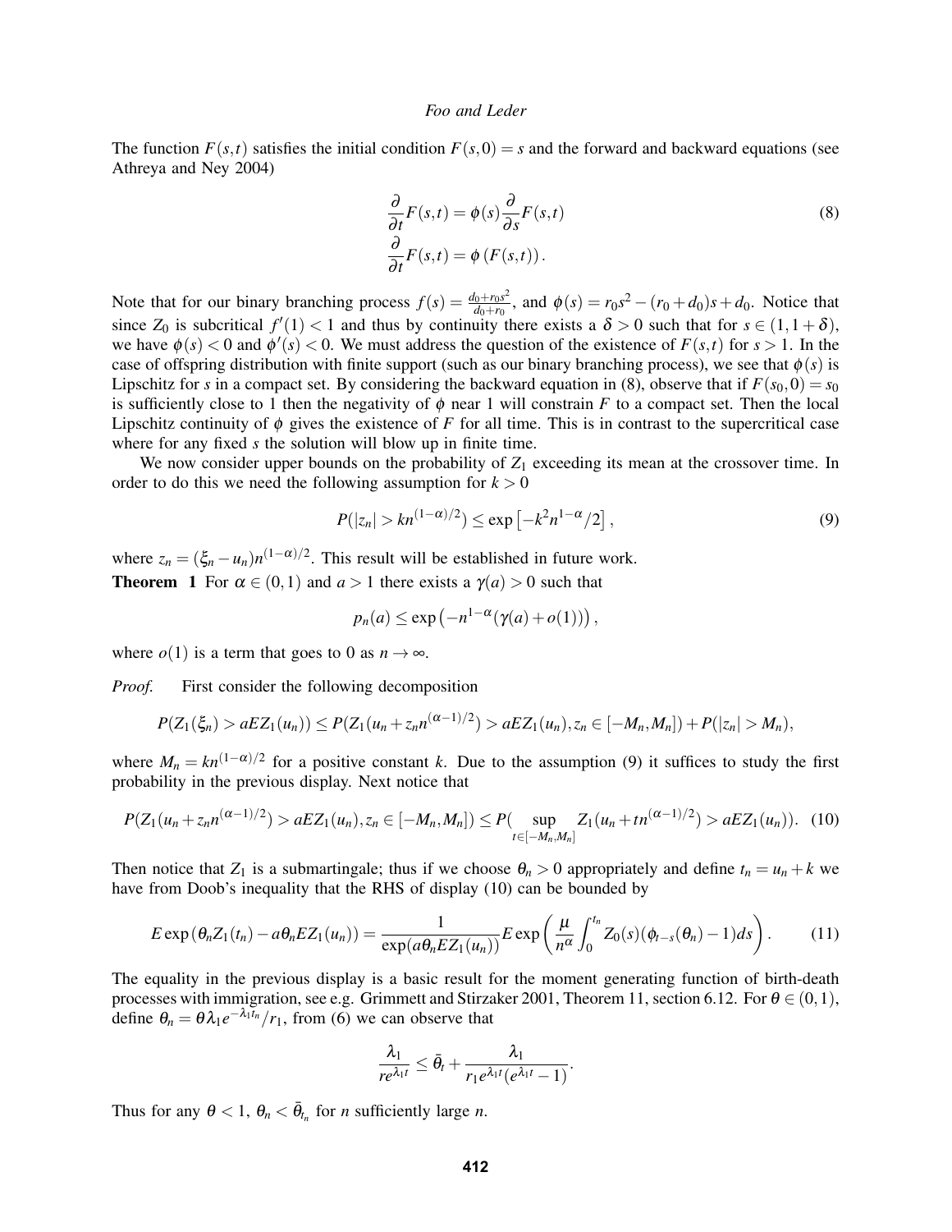The function $F(s,t)$ satisfies the initial condition $F(s,0) = s$ and the forward and backward equations (see Athreya and Ney 2004)

$$
\begin{aligned}
\frac{\partial}{\partial t} F(s,t) &= \phi(s) \frac{\partial}{\partial s} F(s,t) \\
\frac{\partial}{\partial t} F(s,t) &= \phi\left(F(s,t)\right).
\end{aligned} \tag{8}
$$

Note that for our binary branching process $f(s) = \frac{d_0 + r_0 s^2}{d_0 + r_0}$, and $\phi(s) = r_0 s^2 - (r_0 + d_0)s + d_0$. Notice that since $Z_0$ is subcritical $f'(1) < 1$ and thus by continuity there exists a $\delta > 0$ such that for $s \in (1, 1+\delta)$, we have $\phi(s) < 0$ and $\phi'(s) < 0$. We must address the question of the existence of $F(s,t)$ for $s > 1$. In the case of offspring distribution with finite support (such as our binary branching process), we see that $\phi(s)$ is Lipschitz for $s$ in a compact set. By considering the backward equation in (8), observe that if $F(s_0, 0) = s_0$ is sufficiently close to 1 then the negativity of $\phi$ near 1 will constrain $F$ to a compact set. Then the local Lipschitz continuity of $\phi$ gives the existence of $F$ for all time. This is in contrast to the supercritical case where for any fixed $s$ the solution will blow up in finite time.

We now consider upper bounds on the probability of $Z_1$ exceeding its mean at the crossover time. In order to do this we need the following assumption for $k > 0$

$$
P(|z_n| > k n^{(1-\alpha)/2}) \leq \exp\left[-k^2 n^{1-\alpha}/2\right], \tag{9}
$$

where $z_n = (\xi_n - u_n) n^{(1-\alpha)/2}$. This result will be established in future work.

**Theorem 1** For $\alpha \in (0,1)$ and $a > 1$ there exists a $\gamma(a) > 0$ such that

$$
p_n(a) \leq \exp\left(-n^{1-\alpha}(\gamma(a) + o(1))\right),
$$

where $o(1)$ is a term that goes to 0 as $n \to \infty$.

*Proof.* First consider the following decomposition

$$
P(Z_1(\xi_n) > aEZ_1(u_n)) \leq P(Z_1(u_n + z_n n^{(\alpha-1)/2}) > aEZ_1(u_n), z_n \in [-M_n, M_n]) + P(|z_n| > M_n),
$$

where $M_n = k n^{(1-\alpha)/2}$ for a positive constant $k$. Due to the assumption (9) it suffices to study the first probability in the previous display. Next notice that

$$
P(Z_1(u_n + z_n n^{(\alpha-1)/2}) > aEZ_1(u_n), z_n \in [-M_n, M_n]) \leq P(\sup_{t \in [-M_n, M_n]} Z_1(u_n + t n^{(\alpha-1)/2}) > aEZ_1(u_n)). \tag{10}
$$

Then notice that $Z_1$ is a submartingale; thus if we choose $\theta_n > 0$ appropriately and define $t_n = u_n + k$ we have from Doob's inequality that the RHS of display (10) can be bounded by

$$
E\exp\left(\theta_n Z_1(t_n) - a\theta_n EZ_1(u_n)\right) = \frac{1}{\exp(a\theta_n EZ_1(u_n))} E\exp\left(\frac{\mu}{n^\alpha} \int_0^{t_n} Z_0(s)(\phi_{t-s}(\theta_n) - 1) ds\right). \tag{11}
$$

The equality in the previous display is a basic result for the moment generating function of birth-death processes with immigration, see e.g. Grimmett and Stirzaker 2001, Theorem 11, section 6.12. For $\theta \in (0,1)$, define $\theta_n = \theta \lambda_1 e^{-\lambda_1 t_n} / r_1$, from (6) we can observe that

$$
\frac{\lambda_1}{r e^{\lambda_1 t}} \leq \bar{\theta}_t + \frac{\lambda_1}{r_1 e^{\lambda_1 t}(e^{\lambda_1 t} - 1)}.
$$

Thus for any $\theta < 1$, $\theta_n < \bar{\theta}_{t_n}$ for $n$ sufficiently large $n$.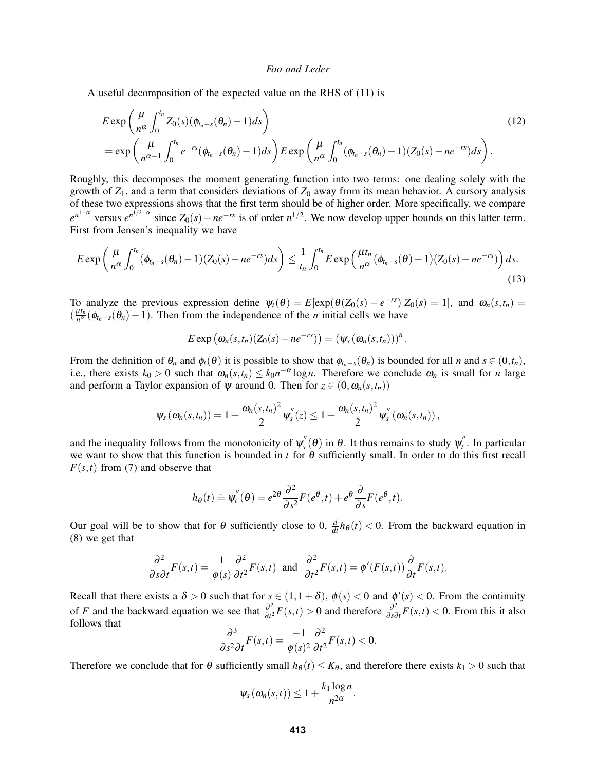A useful decomposition of the expected value on the RHS of (11) is

$$
\begin{aligned}
& E\exp\left(\frac{\mu}{n^\alpha}\int_0^{t_n} Z_0(s)(\phi_{t_n-s}(\theta_n)-1)ds\right) \qquad (12)\\
&= \exp\left(\frac{\mu}{n^{\alpha-1}}\int_0^{t_n} e^{-rs}(\phi_{t_n-s}(\theta_n)-1)ds\right) E\exp\left(\frac{\mu}{n^\alpha}\int_0^{t_n}(\phi_{t_n-s}(\theta_n)-1)(Z_0(s)-ne^{-rs})ds\right).
\end{aligned}
$$

Roughly, this decomposes the moment generating function into two terms: one dealing solely with the growth of $Z_1$, and a term that considers deviations of $Z_0$ away from its mean behavior. A cursory analysis of these two expressions shows that the first term should be of higher order. More specifically, we compare $e^{n^{1-\alpha}}$ versus $e^{n^{1/2-\alpha}}$ since $Z_0(s)-ne^{-rs}$ is of order $n^{1/2}$. We now develop upper bounds on this latter term. First from Jensen's inequality we have

$$
E\exp\left(\frac{\mu}{n^\alpha}\int_0^{t_n}(\phi_{t_n-s}(\theta_n)-1)(Z_0(s)-ne^{-rs})ds\right) \le \frac{1}{t_n}\int_0^{t_n} E\exp\left(\frac{\mu t_n}{n^\alpha}(\phi_{t_n-s}(\theta)-1)(Z_0(s)-ne^{-rs})\right)ds. \qquad (13)
$$

To analyze the previous expression define $\psi_t(\theta) = E[\exp(\theta(Z_0(s)-e^{-rs})|Z_0(s)=1]$, and $\omega_n(s,t_n) = (\frac{\mu t_n}{n^\alpha}(\phi_{t_n-s}(\theta_n)-1)$. Then from the independence of the $n$ initial cells we have

$$
E\exp\left(\omega_n(s,t_n)(Z_0(s)-ne^{-rs})\right) = \left(\psi_s\left(\omega_n(s,t_n)\right)\right)^n.
$$

From the definition of $\theta_n$ and $\phi_t(\theta)$ it is possible to show that $\phi_{t_n-s}(\theta_n)$ is bounded for all $n$ and $s\in(0,t_n)$, i.e., there exists $k_0>0$ such that $\omega_n(s,t_n)\le k_0 n^{-\alpha}\log n$. Therefore we conclude $\omega_n$ is small for $n$ large and perform a Taylor expansion of $\psi$ around 0. Then for $z\in(0,\omega_n(s,t_n))$

$$
\psi_s\left(\omega_n(s,t_n)\right) = 1+\frac{\omega_n(s,t_n)^2}{2}\psi_s^{''}(z) \le 1+\frac{\omega_n(s,t_n)^2}{2}\psi_s^{''}\left(\omega_n(s,t_n)\right),
$$

and the inequality follows from the monotonicity of $\psi_s^{''}(\theta)$ in $\theta$. It thus remains to study $\psi_t^{''}$. In particular we want to show that this function is bounded in $t$ for $\theta$ sufficiently small. In order to do this first recall $F(s,t)$ from (7) and observe that

$$
h_\theta(t) \doteq \psi_t^{''}(\theta) = e^{2\theta}\frac{\partial^2}{\partial s^2}F(e^\theta,t) + e^\theta\frac{\partial}{\partial s}F(e^\theta,t).
$$

Our goal will be to show that for $\theta$ sufficiently close to 0, $\frac{d}{dt}h_\theta(t)<0$. From the backward equation in (8) we get that

$$
\frac{\partial^2}{\partial s\partial t}F(s,t) = \frac{1}{\phi(s)}\frac{\partial^2}{\partial t^2}F(s,t) \text{ and } \frac{\partial^2}{\partial t^2}F(s,t) = \phi'(F(s,t))\frac{\partial}{\partial t}F(s,t).
$$

Recall that there exists a $\delta>0$ such that for $s\in(1,1+\delta)$, $\phi(s)<0$ and $\phi'(s)<0$. From the continuity of $F$ and the backward equation we see that $\frac{\partial^2}{\partial t^2}F(s,t)>0$ and therefore $\frac{\partial^2}{\partial s\partial t}F(s,t)<0$. From this it also follows that

$$
\frac{\partial^3}{\partial s^2\partial t}F(s,t) = \frac{-1}{\phi(s)^2}\frac{\partial^2}{\partial t^2}F(s,t)<0.
$$

Therefore we conclude that for $\theta$ sufficiently small $h_\theta(t)\le K_\theta$, and therefore there exists $k_1>0$ such that

$$
\psi_s\left(\omega_n(s,t)\right) \le 1+\frac{k_1\log n}{n^{2\alpha}}.
$$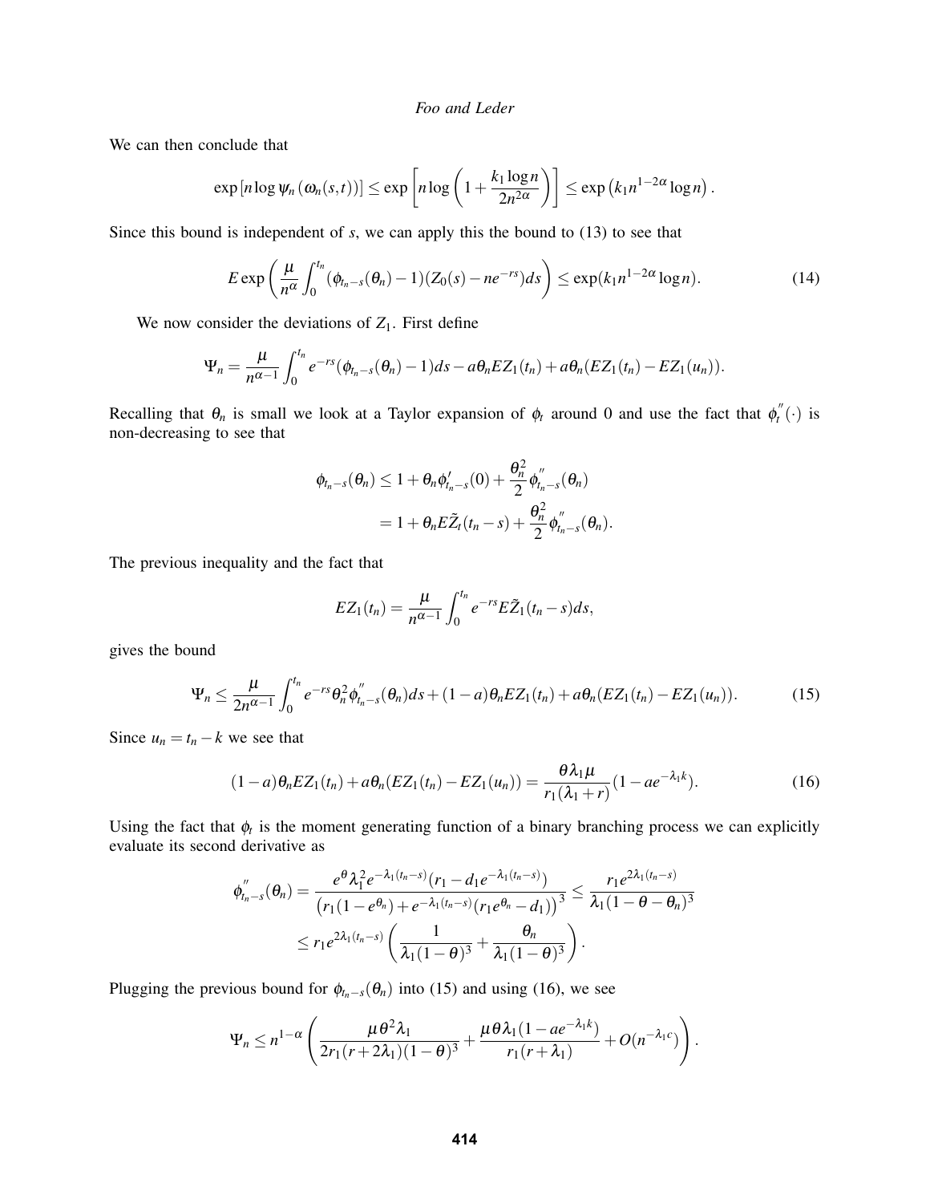We can then conclude that

$$\exp\left[n \log \psi_n\left(\omega_n(s,t)\right)\right] \leq \exp\left[n \log\left(1 + \frac{k_1 \log n}{2n^{2\alpha}}\right)\right] \leq \exp\left(k_1 n^{1-2\alpha} \log n\right).$$

Since this bound is independent of $s$, we can apply this the bound to (13) to see that

$$E \exp\left(\frac{\mu}{n^\alpha} \int_0^{t_n} (\phi_{t_n - s}(\theta_n) - 1)(Z_0(s) - ne^{-rs}) ds\right) \leq \exp(k_1 n^{1-2\alpha} \log n). \tag{14}$$

We now consider the deviations of $Z_1$. First define

$$\Psi_n = \frac{\mu}{n^{\alpha-1}} \int_0^{t_n} e^{-rs}(\phi_{t_n-s}(\theta_n) - 1) ds - a\theta_n EZ_1(t_n) + a\theta_n(EZ_1(t_n) - EZ_1(u_n)).$$

Recalling that $\theta_n$ is small we look at a Taylor expansion of $\phi_t$ around 0 and use the fact that $\phi_t''(\cdot)$ is non-decreasing to see that

$$\begin{aligned}
\phi_{t_n-s}(\theta_n) &\leq 1 + \theta_n \phi_{t_n-s}'(0) + \frac{\theta_n^2}{2} \phi_{t_n-s}''(\theta_n) \\
&= 1 + \theta_n E\tilde{Z}_t(t_n - s) + \frac{\theta_n^2}{2} \phi_{t_n-s}''(\theta_n).
\end{aligned}$$

The previous inequality and the fact that

$$EZ_1(t_n) = \frac{\mu}{n^{\alpha-1}} \int_0^{t_n} e^{-rs} E\tilde{Z}_1(t_n - s) ds,$$

gives the bound

$$\Psi_n \leq \frac{\mu}{2n^{\alpha-1}} \int_0^{t_n} e^{-rs} \theta_n^2 \phi_{t_n-s}''(\theta_n) ds + (1-a)\theta_n EZ_1(t_n) + a\theta_n(EZ_1(t_n) - EZ_1(u_n)). \tag{15}$$

Since $u_n = t_n - k$ we see that

$$(1-a)\theta_n EZ_1(t_n) + a\theta_n(EZ_1(t_n) - EZ_1(u_n)) = \frac{\theta \lambda_1 \mu}{r_1(\lambda_1 + r)}(1 - ae^{-\lambda_1 k}). \tag{16}$$

Using the fact that $\phi_t$ is the moment generating function of a binary branching process we can explicitly evaluate its second derivative as

$$\begin{aligned}
\phi_{t_n-s}''(\theta_n) = \frac{e^\theta \lambda_1^2 e^{-\lambda_1(t_n-s)}(r_1 - d_1 e^{-\lambda_1(t_n-s)})}{\left(r_1(1-e^{\theta_n}) + e^{-\lambda_1(t_n-s)}(r_1 e^{\theta_n} - d_1)\right)^3} &\leq \frac{r_1 e^{2\lambda_1(t_n-s)}}{\lambda_1(1-\theta-\theta_n)^3} \\
&\leq r_1 e^{2\lambda_1(t_n-s)}\left(\frac{1}{\lambda_1(1-\theta)^3} + \frac{\theta_n}{\lambda_1(1-\theta)^3}\right).
\end{aligned}$$

Plugging the previous bound for $\phi_{t_n-s}(\theta_n)$ into (15) and using (16), we see

$$\Psi_n \leq n^{1-\alpha}\left(\frac{\mu \theta^2 \lambda_1}{2r_1(r+2\lambda_1)(1-\theta)^3} + \frac{\mu \theta \lambda_1(1-ae^{-\lambda_1 k})}{r_1(r+\lambda_1)} + O(n^{-\lambda_1 c})\right).$$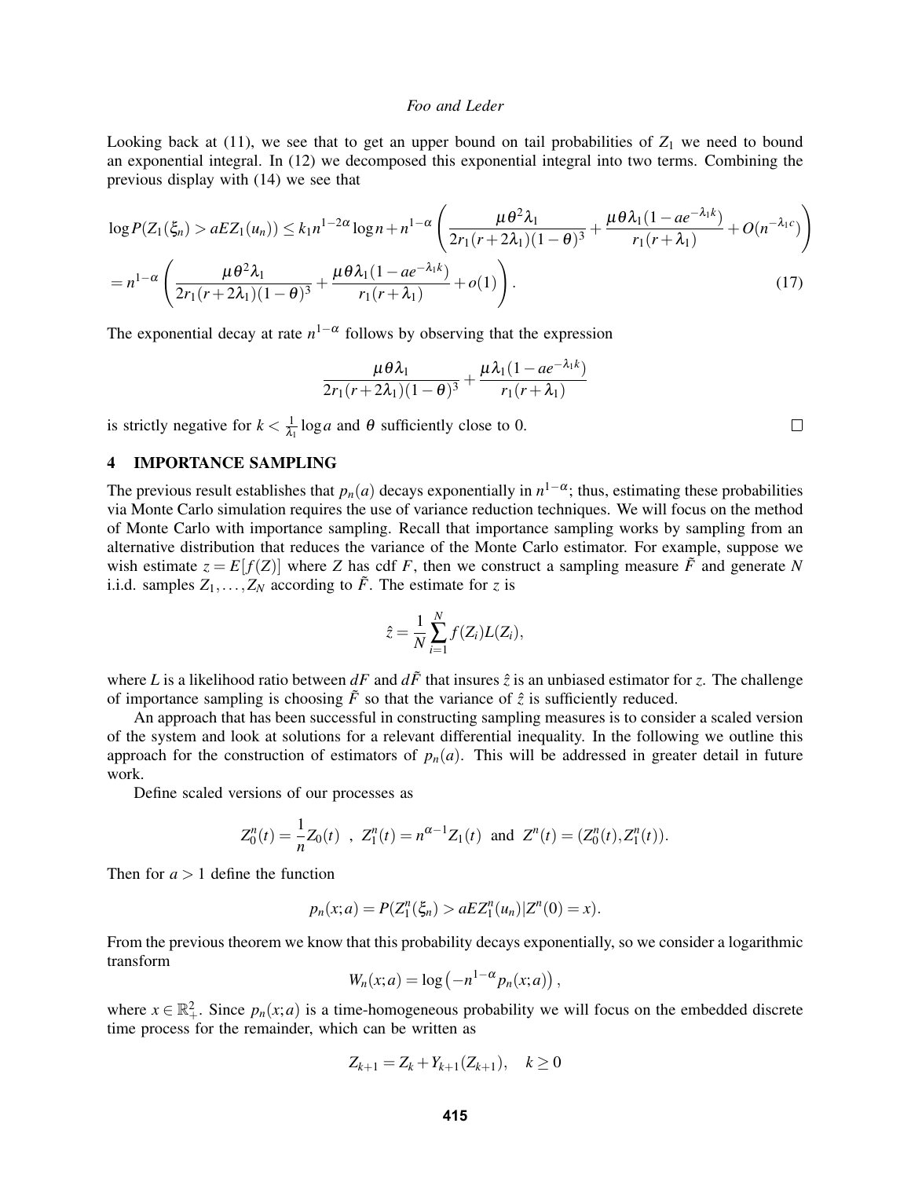Looking back at (11), we see that to get an upper bound on tail probabilities of $Z_1$ we need to bound an exponential integral. In (12) we decomposed this exponential integral into two terms. Combining the previous display with (14) we see that

$$
\begin{aligned}
\log P(Z_1(\xi_n) > aEZ_1(u_n)) &\leq k_1 n^{1-2\alpha}\log n + n^{1-\alpha}\left(\frac{\mu\theta^2\lambda_1}{2r_1(r+2\lambda_1)(1-\theta)^3} + \frac{\mu\theta\lambda_1(1-ae^{-\lambda_1 k})}{r_1(r+\lambda_1)} + O(n^{-\lambda_1 c})\right) \\
&= n^{1-\alpha}\left(\frac{\mu\theta^2\lambda_1}{2r_1(r+2\lambda_1)(1-\theta)^3} + \frac{\mu\theta\lambda_1(1-ae^{-\lambda_1 k})}{r_1(r+\lambda_1)} + o(1)\right). \qquad (17)
\end{aligned}
$$

The exponential decay at rate $n^{1-\alpha}$ follows by observing that the expression

$$
\frac{\mu\theta\lambda_1}{2r_1(r+2\lambda_1)(1-\theta)^3} + \frac{\mu\lambda_1(1-ae^{-\lambda_1 k})}{r_1(r+\lambda_1)}
$$

is strictly negative for $k < \frac{1}{\lambda_1}\log a$ and $\theta$ sufficiently close to 0. $\square$

## 4 IMPORTANCE SAMPLING

The previous result establishes that $p_n(a)$ decays exponentially in $n^{1-\alpha}$; thus, estimating these probabilities via Monte Carlo simulation requires the use of variance reduction techniques. We will focus on the method of Monte Carlo with importance sampling. Recall that importance sampling works by sampling from an alternative distribution that reduces the variance of the Monte Carlo estimator. For example, suppose we wish estimate $z = E[f(Z)]$ where $Z$ has cdf $F$, then we construct a sampling measure $\tilde{F}$ and generate $N$ i.i.d. samples $Z_1, \ldots, Z_N$ according to $\tilde{F}$. The estimate for $z$ is

$$
\hat{z} = \frac{1}{N}\sum_{i=1}^{N} f(Z_i)L(Z_i),
$$

where $L$ is a likelihood ratio between $dF$ and $d\tilde{F}$ that insures $\hat{z}$ is an unbiased estimator for $z$. The challenge of importance sampling is choosing $\tilde{F}$ so that the variance of $\hat{z}$ is sufficiently reduced.

An approach that has been successful in constructing sampling measures is to consider a scaled version of the system and look at solutions for a relevant differential inequality. In the following we outline this approach for the construction of estimators of $p_n(a)$. This will be addressed in greater detail in future work.

Define scaled versions of our processes as

$$
Z_0^n(t) = \frac{1}{n}Z_0(t) \;\;,\;\; Z_1^n(t) = n^{\alpha-1}Z_1(t) \;\text{ and }\; Z^n(t) = (Z_0^n(t), Z_1^n(t)).
$$

Then for $a > 1$ define the function

$$
p_n(x;a) = P(Z_1^n(\xi_n) > aEZ_1^n(u_n) | Z^n(0) = x).
$$

From the previous theorem we know that this probability decays exponentially, so we consider a logarithmic transform

$$
W_n(x;a) = \log\left(-n^{1-\alpha}p_n(x;a)\right),
$$

where $x \in \mathbb{R}_+^2$. Since $p_n(x;a)$ is a time-homogeneous probability we will focus on the embedded discrete time process for the remainder, which can be written as

$$
Z_{k+1} = Z_k + Y_{k+1}(Z_{k+1}), \quad k \geq 0
$$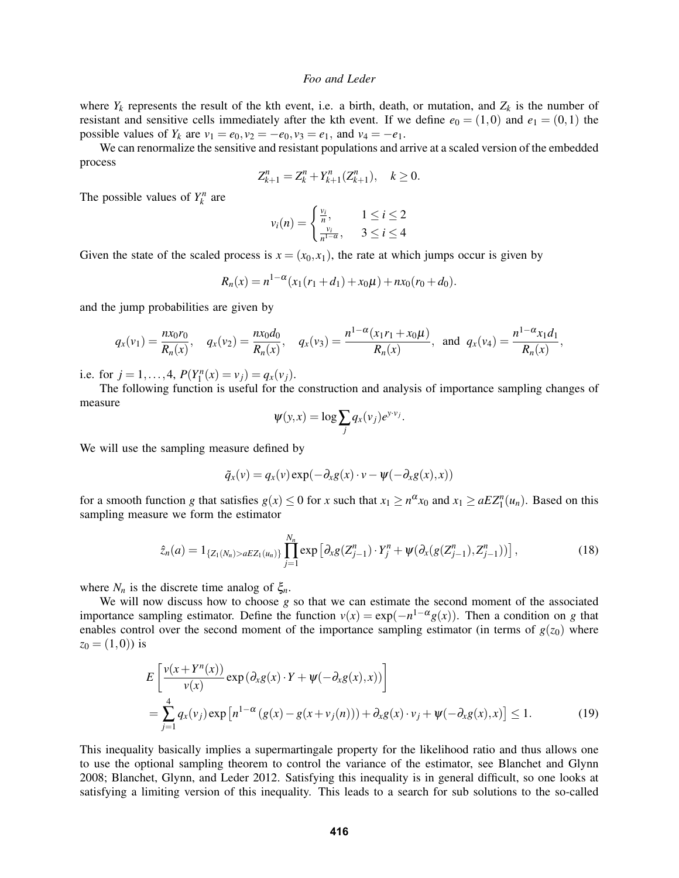where $Y_k$ represents the result of the kth event, i.e. a birth, death, or mutation, and $Z_k$ is the number of resistant and sensitive cells immediately after the kth event. If we define $e_0 = (1,0)$ and $e_1 = (0,1)$ the possible values of $Y_k$ are $v_1 = e_0, v_2 = -e_0, v_3 = e_1$, and $v_4 = -e_1$.

We can renormalize the sensitive and resistant populations and arrive at a scaled version of the embedded process

$$Z^n_{k+1} = Z^n_k + Y^n_{k+1}(Z^n_{k+1}), \quad k \geq 0.$$

The possible values of $Y^n_k$ are

$$v_i(n) = \begin{cases} \frac{v_i}{n}, & 1 \leq i \leq 2 \\ \frac{v_i}{n^{1-\alpha}}, & 3 \leq i \leq 4 \end{cases}$$

Given the state of the scaled process is $x = (x_0, x_1)$, the rate at which jumps occur is given by

$$R_n(x) = n^{1-\alpha}(x_1(r_1+d_1) + x_0\mu) + nx_0(r_0+d_0).$$

and the jump probabilities are given by

$$q_x(v_1) = \frac{nx_0r_0}{R_n(x)}, \quad q_x(v_2) = \frac{nx_0d_0}{R_n(x)}, \quad q_x(v_3) = \frac{n^{1-\alpha}(x_1r_1+x_0\mu)}{R_n(x)}, \text{ and } q_x(v_4) = \frac{n^{1-\alpha}x_1d_1}{R_n(x)},$$

i.e. for $j = 1, \ldots, 4$, $P(Y^n_1(x) = v_j) = q_x(v_j)$.

The following function is useful for the construction and analysis of importance sampling changes of measure

$$\psi(y,x) = \log \sum_j q_x(v_j) e^{y \cdot v_j}.$$

We will use the sampling measure defined by

$$\tilde{q}_x(v) = q_x(v) \exp(-\partial_x g(x) \cdot v - \psi(-\partial_x g(x), x))$$

for a smooth function $g$ that satisfies $g(x) \leq 0$ for $x$ such that $x_1 \geq n^{\alpha} x_0$ and $x_1 \geq aEZ^n_1(u_n)$. Based on this sampling measure we form the estimator

$$\hat{z}_n(a) = 1_{\{Z_1(N_n) > aEZ_1(u_n)\}} \prod_{j=1}^{N_n} \exp\left[\partial_x g(Z^n_{j-1}) \cdot Y^n_j + \psi(\partial_x(g(Z^n_{j-1}), Z^n_{j-1}))\right], \tag{18}$$

where $N_n$ is the discrete time analog of $\xi_n$.

We will now discuss how to choose $g$ so that we can estimate the second moment of the associated importance sampling estimator. Define the function $v(x) = \exp(-n^{1-\alpha}g(x))$. Then a condition on $g$ that enables control over the second moment of the importance sampling estimator (in terms of $g(z_0)$ where $z_0 = (1,0)$) is

$$\begin{aligned} &E\left[\frac{v(x+Y^n(x))}{v(x)} \exp\left(\partial_x g(x) \cdot Y + \psi(-\partial_x g(x), x)\right)\right] \\ &= \sum_{j=1}^{4} q_x(v_j) \exp\left[n^{1-\alpha}\left(g(x) - g(x+v_j(n))\right) + \partial_x g(x) \cdot v_j + \psi(-\partial_x g(x), x\right] \leq 1. \end{aligned} \tag{19}$$

This inequality basically implies a supermartingale property for the likelihood ratio and thus allows one to use the optional sampling theorem to control the variance of the estimator, see Blanchet and Glynn 2008; Blanchet, Glynn, and Leder 2012. Satisfying this inequality is in general difficult, so one looks at satisfying a limiting version of this inequality. This leads to a search for sub solutions to the so-called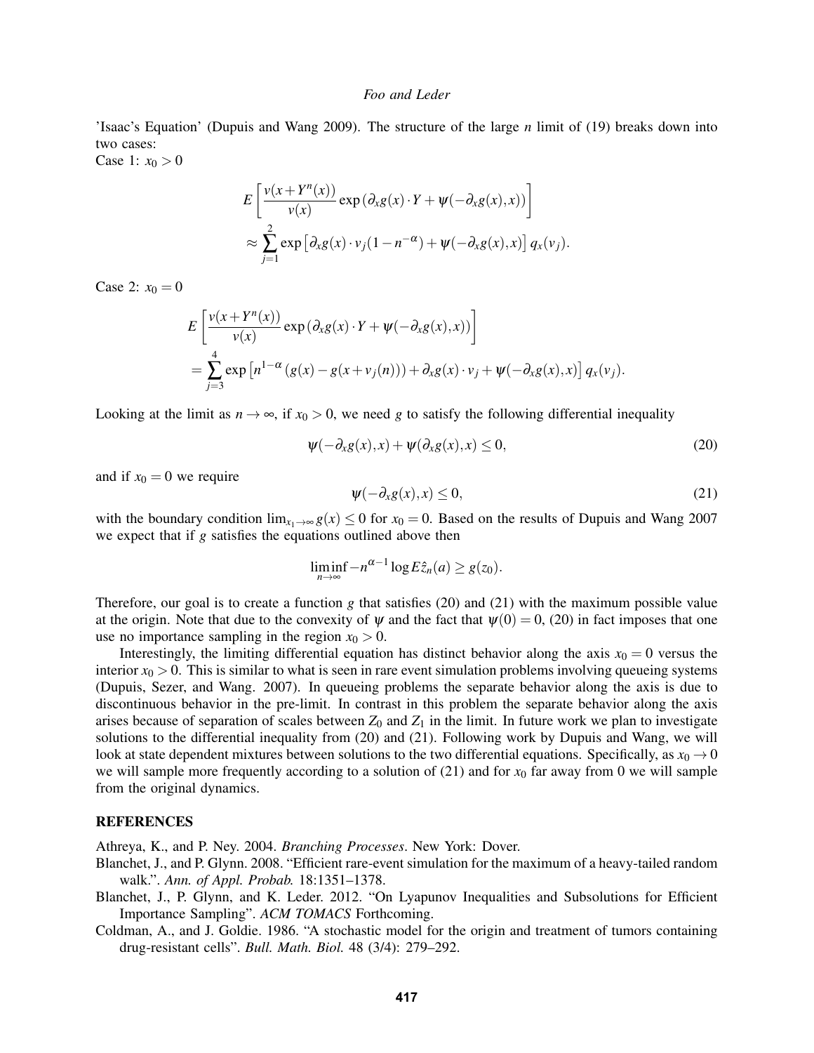'Isaac's Equation' (Dupuis and Wang 2009). The structure of the large $n$ limit of (19) breaks down into two cases:
Case 1: $x_0 > 0$

$$
\begin{aligned}
& E\left[\frac{v(x+Y^n(x))}{v(x)}\exp\left(\partial_x g(x)\cdot Y + \psi(-\partial_x g(x),x)\right)\right] \\
& \approx \sum_{j=1}^{2} \exp\left[\partial_x g(x)\cdot v_j(1-n^{-\alpha}) + \psi(-\partial_x g(x),x)\right] q_x(v_j).
\end{aligned}
$$

Case 2: $x_0 = 0$

$$
\begin{aligned}
& E\left[\frac{v(x+Y^n(x))}{v(x)}\exp\left(\partial_x g(x)\cdot Y + \psi(-\partial_x g(x),x)\right)\right] \\
& = \sum_{j=3}^{4} \exp\left[n^{1-\alpha}\left(g(x) - g(x+v_j(n))\right) + \partial_x g(x)\cdot v_j + \psi(-\partial_x g(x),x)\right] q_x(v_j).
\end{aligned}
$$

Looking at the limit as $n \to \infty$, if $x_0 > 0$, we need $g$ to satisfy the following differential inequality

$$
\psi(-\partial_x g(x),x) + \psi(\partial_x g(x),x) \leq 0, \tag{20}
$$

and if $x_0 = 0$ we require

$$
\psi(-\partial_x g(x),x) \leq 0, \tag{21}
$$

with the boundary condition $\lim_{x_1 \to \infty} g(x) \leq 0$ for $x_0 = 0$. Based on the results of Dupuis and Wang 2007 we expect that if $g$ satisfies the equations outlined above then

$$
\liminf_{n\to\infty} -n^{\alpha-1} \log E\hat{z}_n(a) \geq g(z_0).
$$

Therefore, our goal is to create a function $g$ that satisfies (20) and (21) with the maximum possible value at the origin. Note that due to the convexity of $\psi$ and the fact that $\psi(0) = 0$, (20) in fact imposes that one use no importance sampling in the region $x_0 > 0$.

Interestingly, the limiting differential equation has distinct behavior along the axis $x_0 = 0$ versus the interior $x_0 > 0$. This is similar to what is seen in rare event simulation problems involving queueing systems (Dupuis, Sezer, and Wang. 2007). In queueing problems the separate behavior along the axis is due to discontinuous behavior in the pre-limit. In contrast in this problem the separate behavior along the axis arises because of separation of scales between $Z_0$ and $Z_1$ in the limit. In future work we plan to investigate solutions to the differential inequality from (20) and (21). Following work by Dupuis and Wang, we will look at state dependent mixtures between solutions to the two differential equations. Specifically, as $x_0 \to 0$ we will sample more frequently according to a solution of (21) and for $x_0$ far away from 0 we will sample from the original dynamics.

## REFERENCES

Athreya, K., and P. Ney. 2004. *Branching Processes*. New York: Dover.

Blanchet, J., and P. Glynn. 2008. "Efficient rare-event simulation for the maximum of a heavy-tailed random walk.". *Ann. of Appl. Probab.* 18:1351–1378.

Blanchet, J., P. Glynn, and K. Leder. 2012. "On Lyapunov Inequalities and Subsolutions for Efficient Importance Sampling". *ACM TOMACS* Forthcoming.

Coldman, A., and J. Goldie. 1986. "A stochastic model for the origin and treatment of tumors containing drug-resistant cells". *Bull. Math. Biol.* 48 (3/4): 279–292.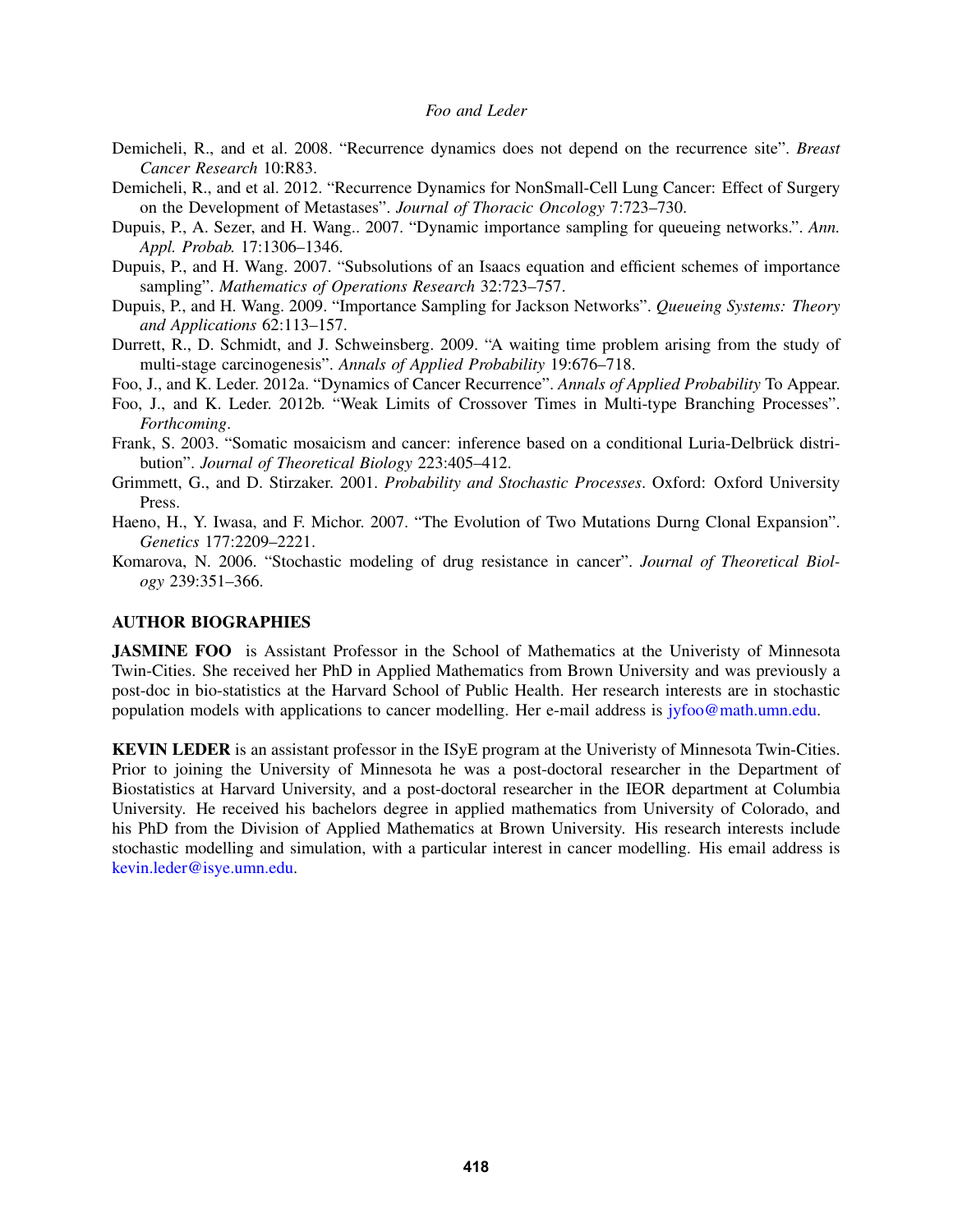Demicheli, R., and et al. 2008. "Recurrence dynamics does not depend on the recurrence site". *Breast Cancer Research* 10:R83.

Demicheli, R., and et al. 2012. "Recurrence Dynamics for NonSmall-Cell Lung Cancer: Effect of Surgery on the Development of Metastases". *Journal of Thoracic Oncology* 7:723–730.

Dupuis, P., A. Sezer, and H. Wang.. 2007. "Dynamic importance sampling for queueing networks.". *Ann. Appl. Probab.* 17:1306–1346.

Dupuis, P., and H. Wang. 2007. "Subsolutions of an Isaacs equation and efficient schemes of importance sampling". *Mathematics of Operations Research* 32:723–757.

Dupuis, P., and H. Wang. 2009. "Importance Sampling for Jackson Networks". *Queueing Systems: Theory and Applications* 62:113–157.

Durrett, R., D. Schmidt, and J. Schweinsberg. 2009. "A waiting time problem arising from the study of multi-stage carcinogenesis". *Annals of Applied Probability* 19:676–718.

Foo, J., and K. Leder. 2012a. "Dynamics of Cancer Recurrence". *Annals of Applied Probability* To Appear.

Foo, J., and K. Leder. 2012b. "Weak Limits of Crossover Times in Multi-type Branching Processes". *Forthcoming*.

Frank, S. 2003. "Somatic mosaicism and cancer: inference based on a conditional Luria-Delbrück distribution". *Journal of Theoretical Biology* 223:405–412.

Grimmett, G., and D. Stirzaker. 2001. *Probability and Stochastic Processes*. Oxford: Oxford University Press.

Haeno, H., Y. Iwasa, and F. Michor. 2007. "The Evolution of Two Mutations Durng Clonal Expansion". *Genetics* 177:2209–2221.

Komarova, N. 2006. "Stochastic modeling of drug resistance in cancer". *Journal of Theoretical Biology* 239:351–366.

## AUTHOR BIOGRAPHIES

**JASMINE FOO** is Assistant Professor in the School of Mathematics at the Univeristy of Minnesota Twin-Cities. She received her PhD in Applied Mathematics from Brown University and was previously a post-doc in bio-statistics at the Harvard School of Public Health. Her research interests are in stochastic population models with applications to cancer modelling. Her e-mail address is jyfoo@math.umn.edu.

**KEVIN LEDER** is an assistant professor in the ISyE program at the Univeristy of Minnesota Twin-Cities. Prior to joining the University of Minnesota he was a post-doctoral researcher in the Department of Biostatistics at Harvard University, and a post-doctoral researcher in the IEOR department at Columbia University. He received his bachelors degree in applied mathematics from University of Colorado, and his PhD from the Division of Applied Mathematics at Brown University. His research interests include stochastic modelling and simulation, with a particular interest in cancer modelling. His email address is kevin.leder@isye.umn.edu.